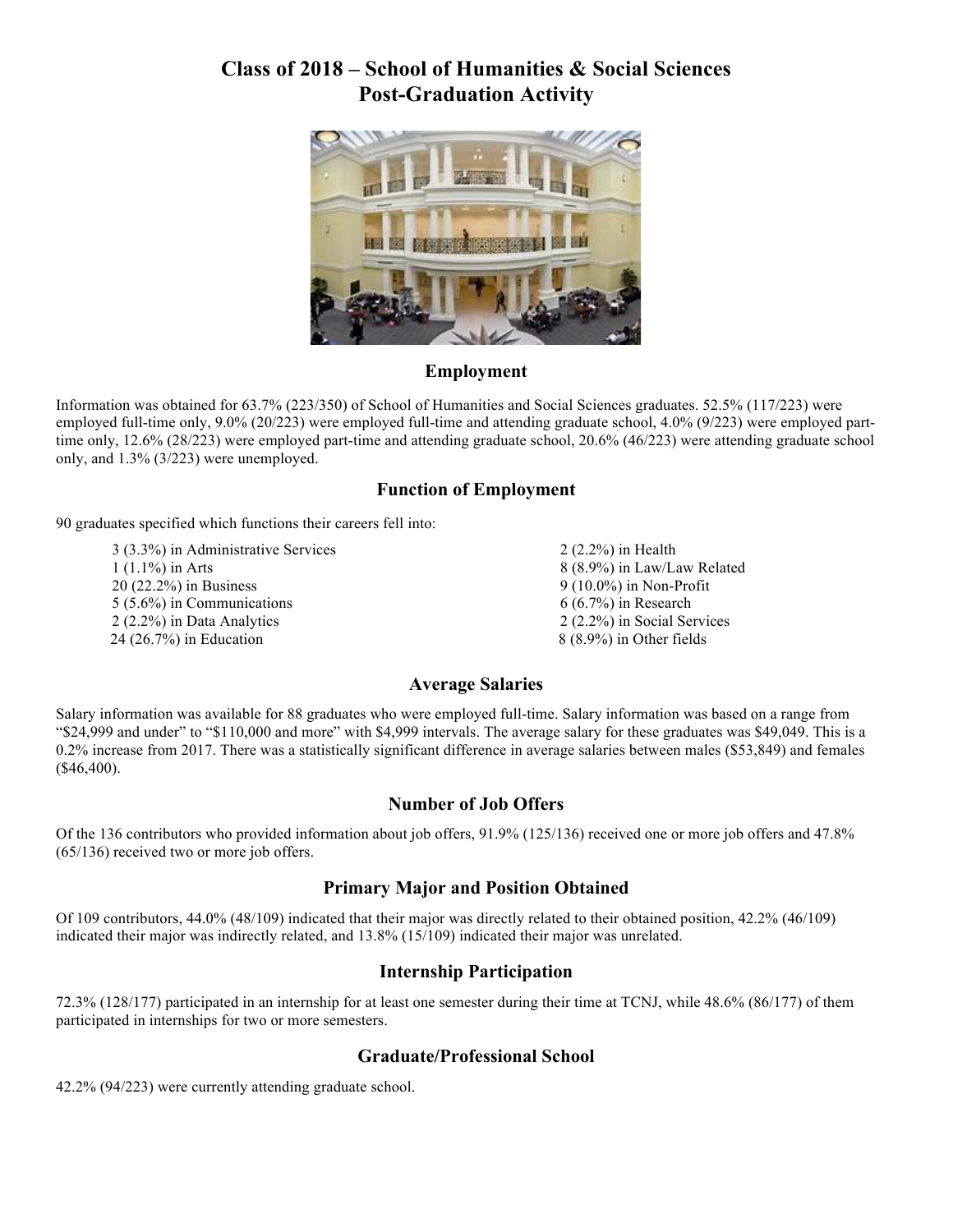# Class of 2018 – School of Humanities & Social Sciences Post-Graduation Activity

## Employment

Information was obtained for 63.7% (223/350) of School of Humanities and Social Sciences graduates. 52.5% (117/223) were employed full-time only, 9.0% (20/223) were employed full-time and attending graduate school, 4.0% (9/223) were employed part-time only, 12.6% (28/223) were employed part-time and attending graduate school, 20.6% (46/223) were attending graduate school only, and 1.3% (3/223) were unemployed.

## Function of Employment

90 graduates specified which functions their careers fell into:

- 3 (3.3%) in Administrative Services
- 1 (1.1%) in Arts
- 20 (22.2%) in Business
- 5 (5.6%) in Communications
- 2 (2.2%) in Data Analytics
- 24 (26.7%) in Education
- 2 (2.2%) in Health
- 8 (8.9%) in Law/Law Related
- 9 (10.0%) in Non-Profit
- 6 (6.7%) in Research
- 2 (2.2%) in Social Services
- 8 (8.9%) in Other fields

## Average Salaries

Salary information was available for 88 graduates who were employed full-time. Salary information was based on a range from "$24,999 and under" to "$110,000 and more" with $4,999 intervals. The average salary for these graduates was $49,049. This is a 0.2% increase from 2017. There was a statistically significant difference in average salaries between males ($53,849) and females ($46,400).

## Number of Job Offers

Of the 136 contributors who provided information about job offers, 91.9% (125/136) received one or more job offers and 47.8% (65/136) received two or more job offers.

## Primary Major and Position Obtained

Of 109 contributors, 44.0% (48/109) indicated that their major was directly related to their obtained position, 42.2% (46/109) indicated their major was indirectly related, and 13.8% (15/109) indicated their major was unrelated.

## Internship Participation

72.3% (128/177) participated in an internship for at least one semester during their time at TCNJ, while 48.6% (86/177) of them participated in internships for two or more semesters.

## Graduate/Professional School

42.2% (94/223) were currently attending graduate school.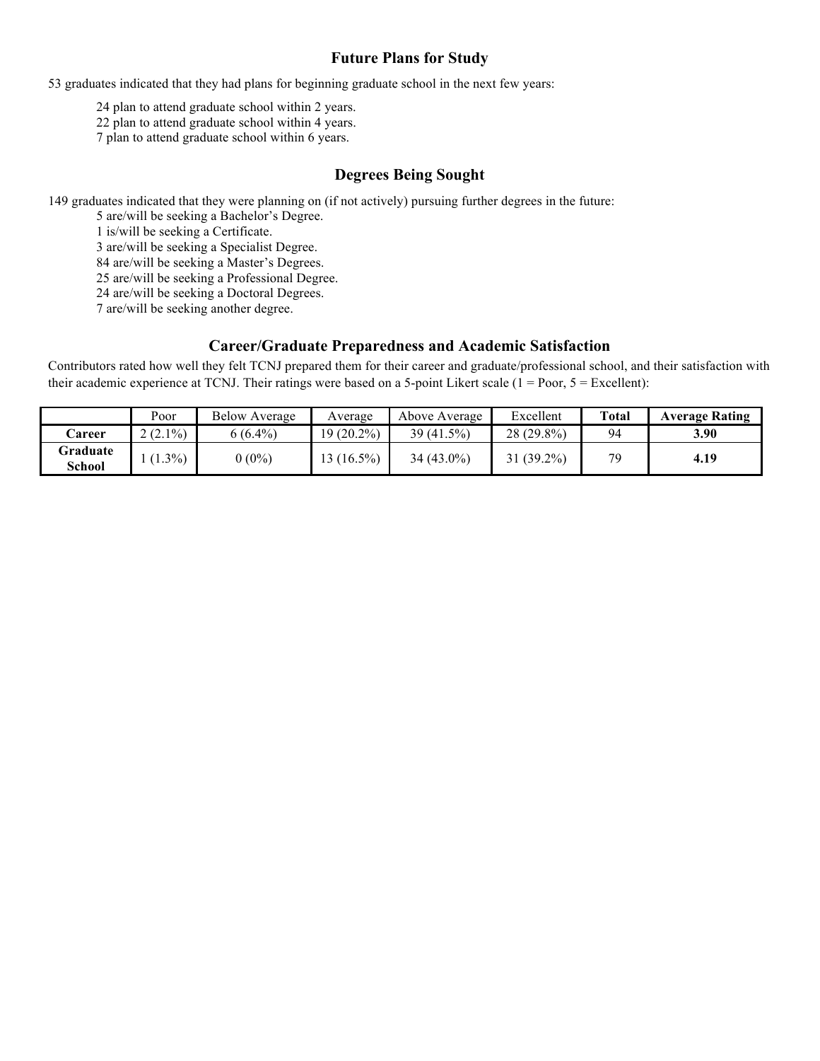## Future Plans for Study

53 graduates indicated that they had plans for beginning graduate school in the next few years:

- 24 plan to attend graduate school within 2 years.
- 22 plan to attend graduate school within 4 years.
- 7 plan to attend graduate school within 6 years.

## Degrees Being Sought

149 graduates indicated that they were planning on (if not actively) pursuing further degrees in the future:

- 5 are/will be seeking a Bachelor's Degree.
- 1 is/will be seeking a Certificate.
- 3 are/will be seeking a Specialist Degree.
- 84 are/will be seeking a Master's Degrees.
- 25 are/will be seeking a Professional Degree.
- 24 are/will be seeking a Doctoral Degrees.
- 7 are/will be seeking another degree.

## Career/Graduate Preparedness and Academic Satisfaction

Contributors rated how well they felt TCNJ prepared them for their career and graduate/professional school, and their satisfaction with their academic experience at TCNJ. Their ratings were based on a 5-point Likert scale (1 = Poor, 5 = Excellent):

| | Poor | Below Average | Average | Above Average | Excellent | **Total** | **Average Rating** |
|---|---|---|---|---|---|---|---|
| **Career** | 2 (2.1%) | 6 (6.4%) | 19 (20.2%) | 39 (41.5%) | 28 (29.8%) | 94 | **3.90** |
| **Graduate School** | 1 (1.3%) | 0 (0%) | 13 (16.5%) | 34 (43.0%) | 31 (39.2%) | 79 | **4.19** |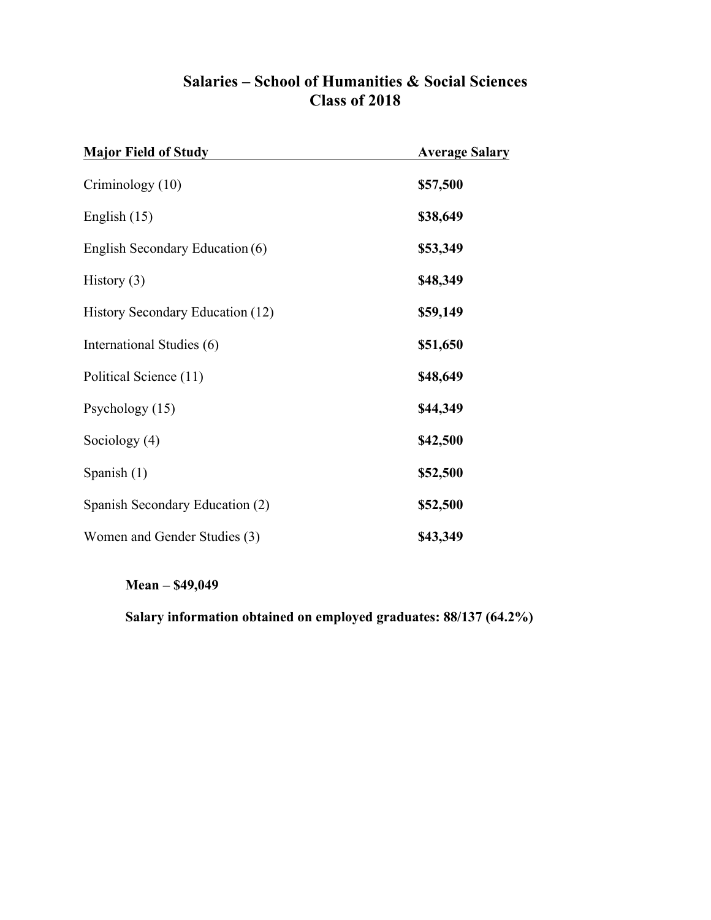# Salaries – School of Humanities & Social Sciences
# Class of 2018

| Major Field of Study | Average Salary |
|---|---|
| Criminology (10) | **$57,500** |
| English (15) | **$38,649** |
| English Secondary Education (6) | **$53,349** |
| History (3) | **$48,349** |
| History Secondary Education (12) | **$59,149** |
| International Studies (6) | **$51,650** |
| Political Science (11) | **$48,649** |
| Psychology (15) | **$44,349** |
| Sociology (4) | **$42,500** |
| Spanish (1) | **$52,500** |
| Spanish Secondary Education (2) | **$52,500** |
| Women and Gender Studies (3) | **$43,349** |

**Mean – $49,049**

**Salary information obtained on employed graduates: 88/137 (64.2%)**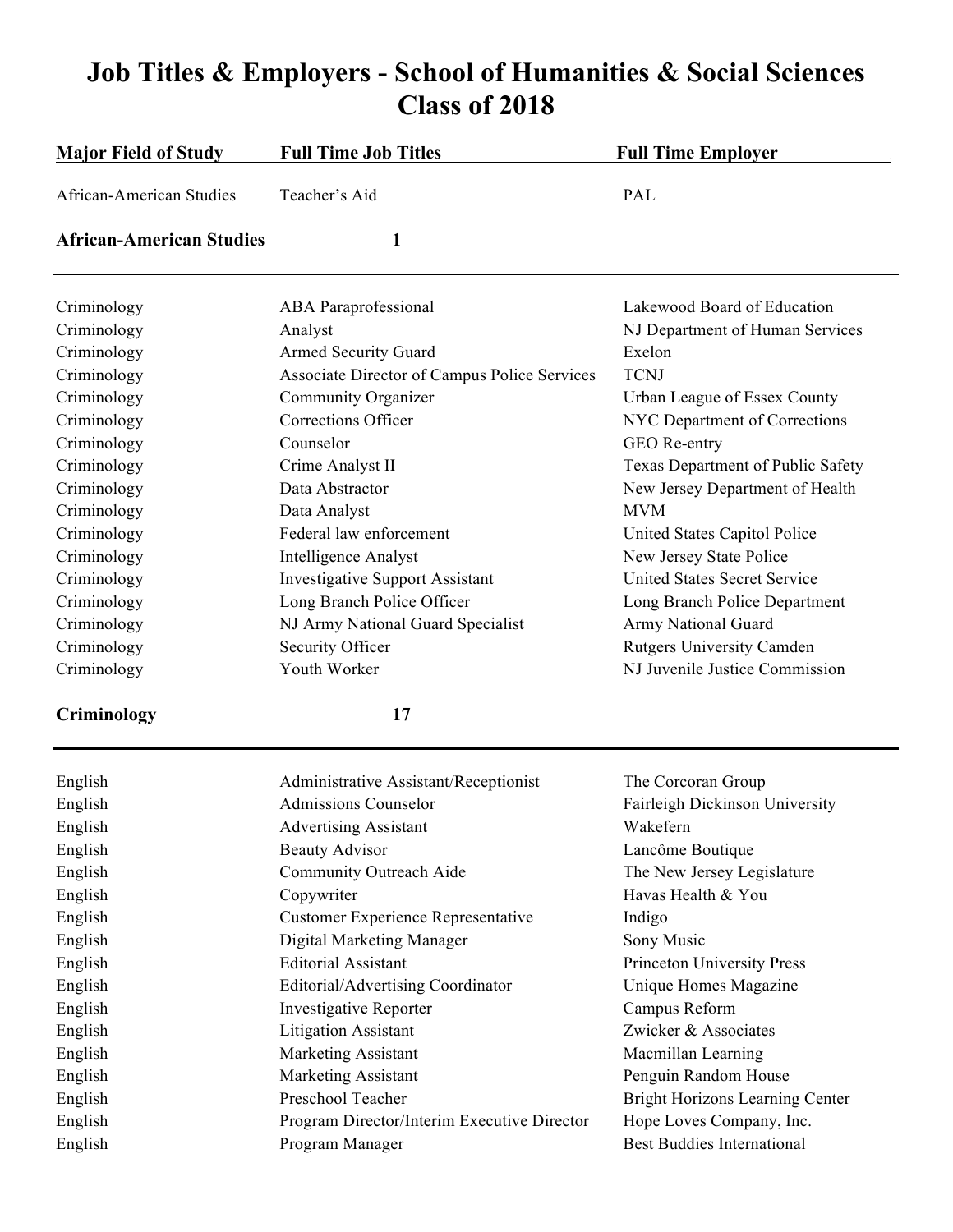# Job Titles & Employers - School of Humanities & Social Sciences Class of 2018

| Major Field of Study | Full Time Job Titles | Full Time Employer |
|---|---|---|
| African-American Studies | Teacher's Aid | PAL |
| **African-American Studies** | **1** | |
| Criminology | ABA Paraprofessional | Lakewood Board of Education |
| Criminology | Analyst | NJ Department of Human Services |
| Criminology | Armed Security Guard | Exelon |
| Criminology | Associate Director of Campus Police Services | TCNJ |
| Criminology | Community Organizer | Urban League of Essex County |
| Criminology | Corrections Officer | NYC Department of Corrections |
| Criminology | Counselor | GEO Re-entry |
| Criminology | Crime Analyst II | Texas Department of Public Safety |
| Criminology | Data Abstractor | New Jersey Department of Health |
| Criminology | Data Analyst | MVM |
| Criminology | Federal law enforcement | United States Capitol Police |
| Criminology | Intelligence Analyst | New Jersey State Police |
| Criminology | Investigative Support Assistant | United States Secret Service |
| Criminology | Long Branch Police Officer | Long Branch Police Department |
| Criminology | NJ Army National Guard Specialist | Army National Guard |
| Criminology | Security Officer | Rutgers University Camden |
| Criminology | Youth Worker | NJ Juvenile Justice Commission |
| **Criminology** | **17** | |
| English | Administrative Assistant/Receptionist | The Corcoran Group |
| English | Admissions Counselor | Fairleigh Dickinson University |
| English | Advertising Assistant | Wakefern |
| English | Beauty Advisor | Lancôme Boutique |
| English | Community Outreach Aide | The New Jersey Legislature |
| English | Copywriter | Havas Health & You |
| English | Customer Experience Representative | Indigo |
| English | Digital Marketing Manager | Sony Music |
| English | Editorial Assistant | Princeton University Press |
| English | Editorial/Advertising Coordinator | Unique Homes Magazine |
| English | Investigative Reporter | Campus Reform |
| English | Litigation Assistant | Zwicker & Associates |
| English | Marketing Assistant | Macmillan Learning |
| English | Marketing Assistant | Penguin Random House |
| English | Preschool Teacher | Bright Horizons Learning Center |
| English | Program Director/Interim Executive Director | Hope Loves Company, Inc. |
| English | Program Manager | Best Buddies International |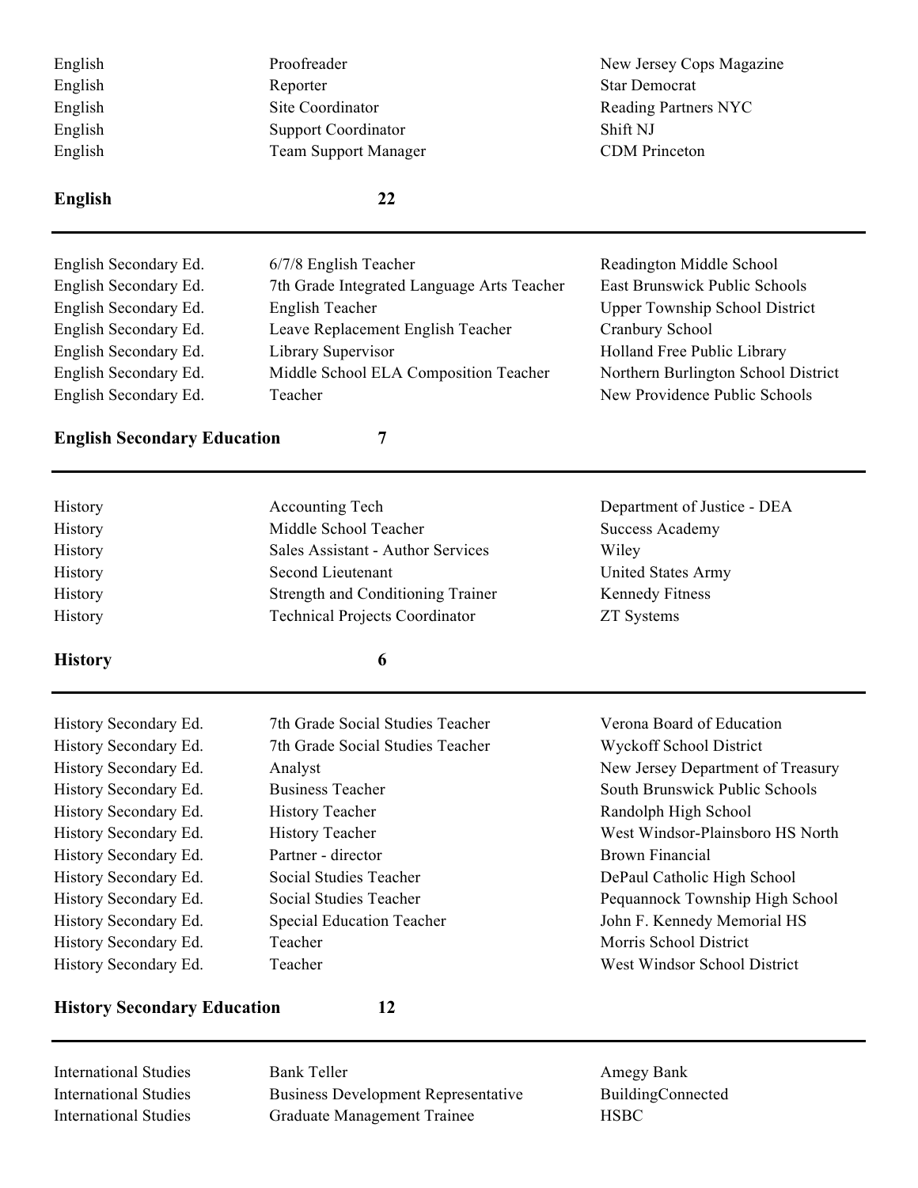| | | |
|---|---|---|
| English | Proofreader | New Jersey Cops Magazine |
| English | Reporter | Star Democrat |
| English | Site Coordinator | Reading Partners NYC |
| English | Support Coordinator | Shift NJ |
| English | Team Support Manager | CDM Princeton |

**English** **22**

---

| | | |
|---|---|---|
| English Secondary Ed. | 6/7/8 English Teacher | Readington Middle School |
| English Secondary Ed. | 7th Grade Integrated Language Arts Teacher | East Brunswick Public Schools |
| English Secondary Ed. | English Teacher | Upper Township School District |
| English Secondary Ed. | Leave Replacement English Teacher | Cranbury School |
| English Secondary Ed. | Library Supervisor | Holland Free Public Library |
| English Secondary Ed. | Middle School ELA Composition Teacher | Northern Burlington School District |
| English Secondary Ed. | Teacher | New Providence Public Schools |

**English Secondary Education** **7**

---

| | | |
|---|---|---|
| History | Accounting Tech | Department of Justice - DEA |
| History | Middle School Teacher | Success Academy |
| History | Sales Assistant - Author Services | Wiley |
| History | Second Lieutenant | United States Army |
| History | Strength and Conditioning Trainer | Kennedy Fitness |
| History | Technical Projects Coordinator | ZT Systems |

**History** **6**

---

| | | |
|---|---|---|
| History Secondary Ed. | 7th Grade Social Studies Teacher | Verona Board of Education |
| History Secondary Ed. | 7th Grade Social Studies Teacher | Wyckoff School District |
| History Secondary Ed. | Analyst | New Jersey Department of Treasury |
| History Secondary Ed. | Business Teacher | South Brunswick Public Schools |
| History Secondary Ed. | History Teacher | Randolph High School |
| History Secondary Ed. | History Teacher | West Windsor-Plainsboro HS North |
| History Secondary Ed. | Partner - director | Brown Financial |
| History Secondary Ed. | Social Studies Teacher | DePaul Catholic High School |
| History Secondary Ed. | Social Studies Teacher | Pequannock Township High School |
| History Secondary Ed. | Special Education Teacher | John F. Kennedy Memorial HS |
| History Secondary Ed. | Teacher | Morris School District |
| History Secondary Ed. | Teacher | West Windsor School District |

**History Secondary Education** **12**

---

| | | |
|---|---|---|
| International Studies | Bank Teller | Amegy Bank |
| International Studies | Business Development Representative | BuildingConnected |
| International Studies | Graduate Management Trainee | HSBC |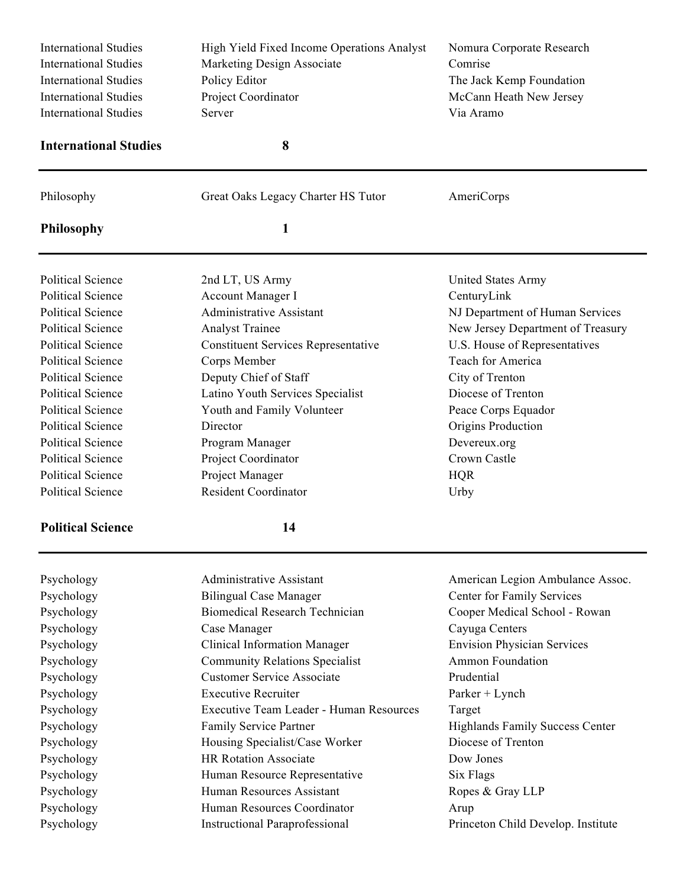| | | |
|---|---|---|
| International Studies | High Yield Fixed Income Operations Analyst | Nomura Corporate Research |
| International Studies | Marketing Design Associate | Comrise |
| International Studies | Policy Editor | The Jack Kemp Foundation |
| International Studies | Project Coordinator | McCann Heath New Jersey |
| International Studies | Server | Via Aramo |
| **International Studies** | **8** | |

---

| | | |
|---|---|---|
| Philosophy | Great Oaks Legacy Charter HS Tutor | AmeriCorps |
| **Philosophy** | **1** | |

---

| | | |
|---|---|---|
| Political Science | 2nd LT, US Army | United States Army |
| Political Science | Account Manager I | CenturyLink |
| Political Science | Administrative Assistant | NJ Department of Human Services |
| Political Science | Analyst Trainee | New Jersey Department of Treasury |
| Political Science | Constituent Services Representative | U.S. House of Representatives |
| Political Science | Corps Member | Teach for America |
| Political Science | Deputy Chief of Staff | City of Trenton |
| Political Science | Latino Youth Services Specialist | Diocese of Trenton |
| Political Science | Youth and Family Volunteer | Peace Corps Equador |
| Political Science | Director | Origins Production |
| Political Science | Program Manager | Devereux.org |
| Political Science | Project Coordinator | Crown Castle |
| Political Science | Project Manager | HQR |
| Political Science | Resident Coordinator | Urby |
| **Political Science** | **14** | |

---

| | | |
|---|---|---|
| Psychology | Administrative Assistant | American Legion Ambulance Assoc. |
| Psychology | Bilingual Case Manager | Center for Family Services |
| Psychology | Biomedical Research Technician | Cooper Medical School - Rowan |
| Psychology | Case Manager | Cayuga Centers |
| Psychology | Clinical Information Manager | Envision Physician Services |
| Psychology | Community Relations Specialist | Ammon Foundation |
| Psychology | Customer Service Associate | Prudential |
| Psychology | Executive Recruiter | Parker + Lynch |
| Psychology | Executive Team Leader - Human Resources | Target |
| Psychology | Family Service Partner | Highlands Family Success Center |
| Psychology | Housing Specialist/Case Worker | Diocese of Trenton |
| Psychology | HR Rotation Associate | Dow Jones |
| Psychology | Human Resource Representative | Six Flags |
| Psychology | Human Resources Assistant | Ropes & Gray LLP |
| Psychology | Human Resources Coordinator | Arup |
| Psychology | Instructional Paraprofessional | Princeton Child Develop. Institute |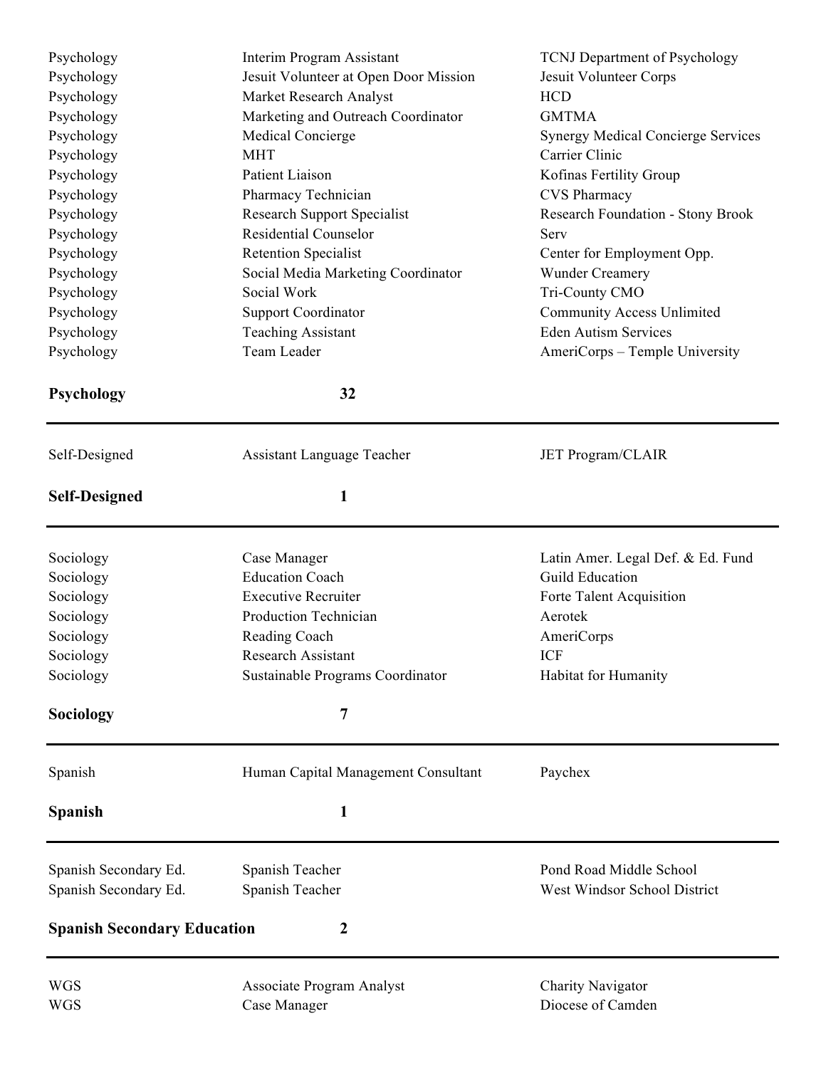| | | |
|---|---|---|
| Psychology | Interim Program Assistant | TCNJ Department of Psychology |
| Psychology | Jesuit Volunteer at Open Door Mission | Jesuit Volunteer Corps |
| Psychology | Market Research Analyst | HCD |
| Psychology | Marketing and Outreach Coordinator | GMTMA |
| Psychology | Medical Concierge | Synergy Medical Concierge Services |
| Psychology | MHT | Carrier Clinic |
| Psychology | Patient Liaison | Kofinas Fertility Group |
| Psychology | Pharmacy Technician | CVS Pharmacy |
| Psychology | Research Support Specialist | Research Foundation - Stony Brook |
| Psychology | Residential Counselor | Serv |
| Psychology | Retention Specialist | Center for Employment Opp. |
| Psychology | Social Media Marketing Coordinator | Wunder Creamery |
| Psychology | Social Work | Tri-County CMO |
| Psychology | Support Coordinator | Community Access Unlimited |
| Psychology | Teaching Assistant | Eden Autism Services |
| Psychology | Team Leader | AmeriCorps – Temple University |
| **Psychology** | **32** | |

---

| | | |
|---|---|---|
| Self-Designed | Assistant Language Teacher | JET Program/CLAIR |
| **Self-Designed** | **1** | |

---

| | | |
|---|---|---|
| Sociology | Case Manager | Latin Amer. Legal Def. & Ed. Fund |
| Sociology | Education Coach | Guild Education |
| Sociology | Executive Recruiter | Forte Talent Acquisition |
| Sociology | Production Technician | Aerotek |
| Sociology | Reading Coach | AmeriCorps |
| Sociology | Research Assistant | ICF |
| Sociology | Sustainable Programs Coordinator | Habitat for Humanity |
| **Sociology** | **7** | |

---

| | | |
|---|---|---|
| Spanish | Human Capital Management Consultant | Paychex |
| **Spanish** | **1** | |

---

| | | |
|---|---|---|
| Spanish Secondary Ed. | Spanish Teacher | Pond Road Middle School |
| Spanish Secondary Ed. | Spanish Teacher | West Windsor School District |
| **Spanish Secondary Education** | **2** | |

---

| | | |
|---|---|---|
| WGS | Associate Program Analyst | Charity Navigator |
| WGS | Case Manager | Diocese of Camden |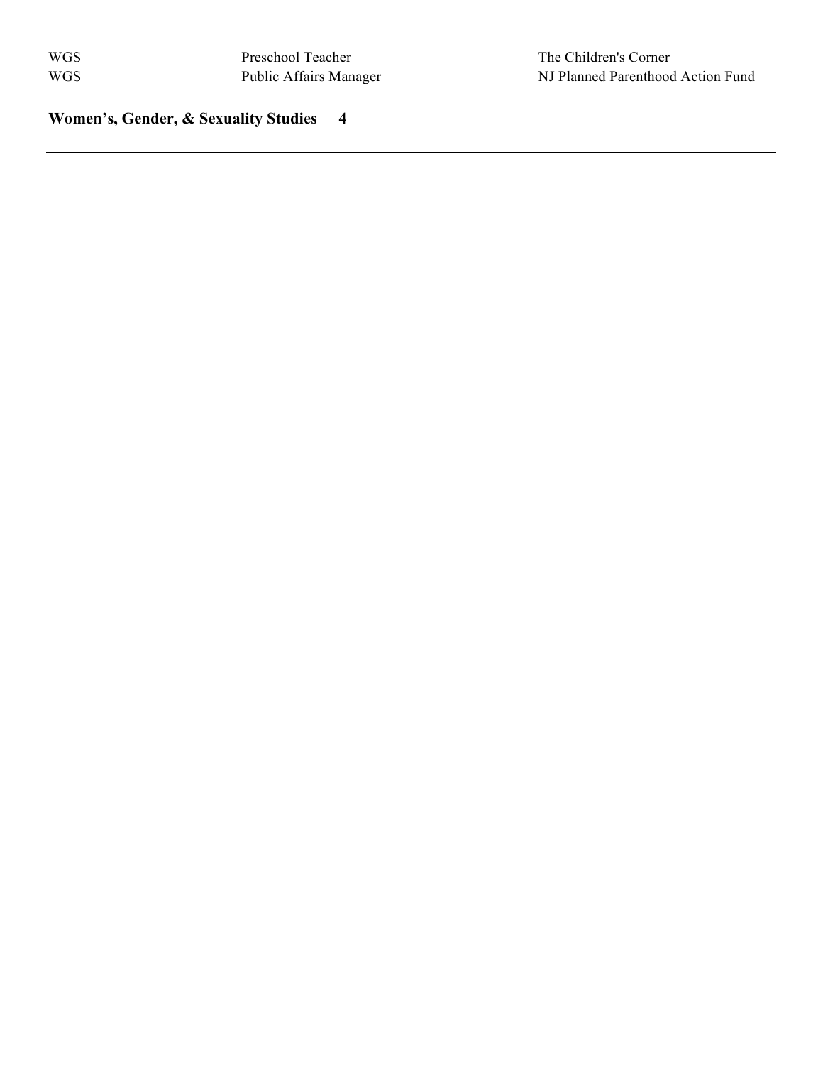| | | |
|---|---|---|
| WGS | Preschool Teacher | The Children's Corner |
| WGS | Public Affairs Manager | NJ Planned Parenthood Action Fund |

**Women's, Gender, & Sexuality Studies 4**

---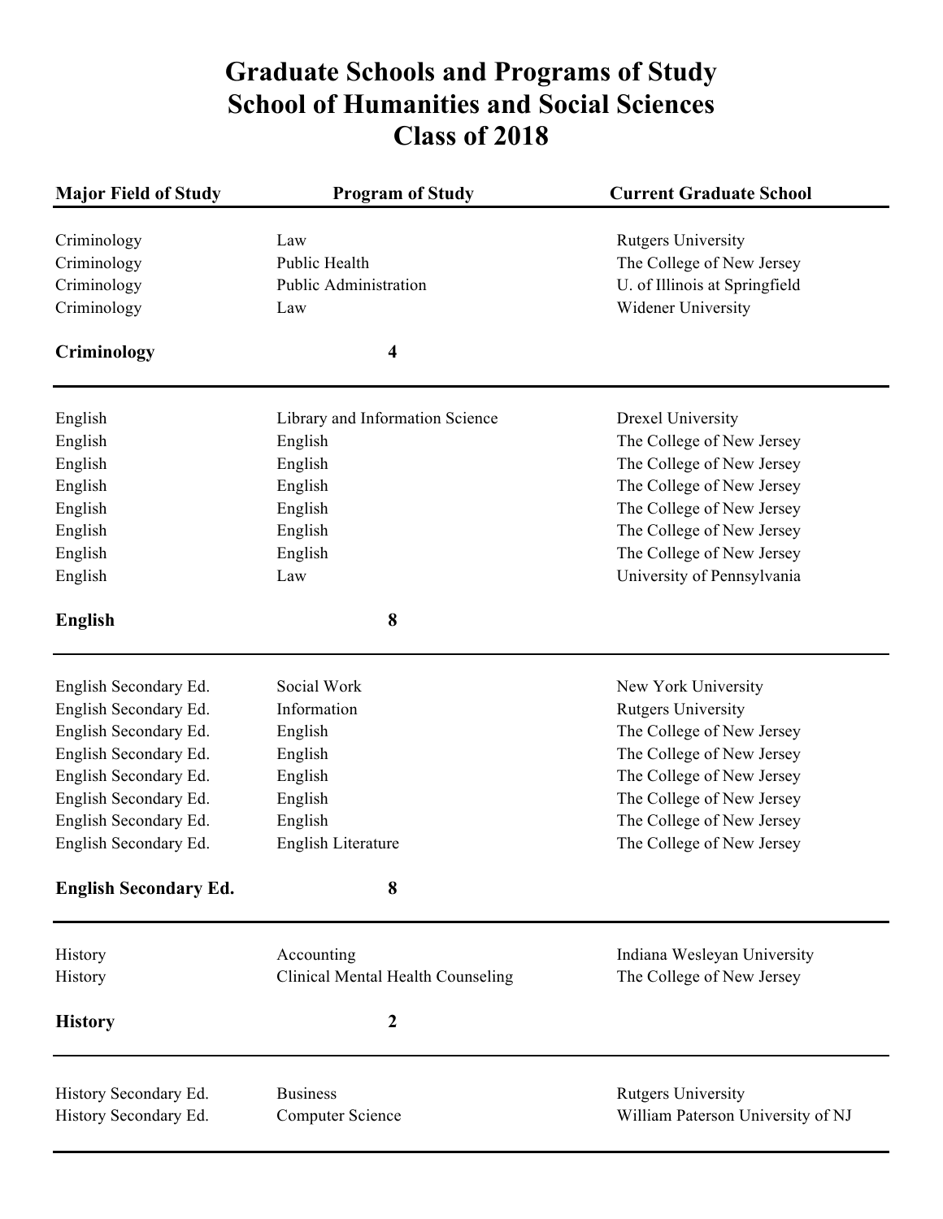# Graduate Schools and Programs of Study
# School of Humanities and Social Sciences
# Class of 2018

| Major Field of Study | Program of Study | Current Graduate School |
|---|---|---|
| Criminology | Law | Rutgers University |
| Criminology | Public Health | The College of New Jersey |
| Criminology | Public Administration | U. of Illinois at Springfield |
| Criminology | Law | Widener University |
| **Criminology** | **4** | |
| English | Library and Information Science | Drexel University |
| English | English | The College of New Jersey |
| English | English | The College of New Jersey |
| English | English | The College of New Jersey |
| English | English | The College of New Jersey |
| English | English | The College of New Jersey |
| English | English | The College of New Jersey |
| English | Law | University of Pennsylvania |
| **English** | **8** | |
| English Secondary Ed. | Social Work | New York University |
| English Secondary Ed. | Information | Rutgers University |
| English Secondary Ed. | English | The College of New Jersey |
| English Secondary Ed. | English | The College of New Jersey |
| English Secondary Ed. | English | The College of New Jersey |
| English Secondary Ed. | English | The College of New Jersey |
| English Secondary Ed. | English | The College of New Jersey |
| English Secondary Ed. | English Literature | The College of New Jersey |
| **English Secondary Ed.** | **8** | |
| History | Accounting | Indiana Wesleyan University |
| History | Clinical Mental Health Counseling | The College of New Jersey |
| **History** | **2** | |
| History Secondary Ed. | Business | Rutgers University |
| History Secondary Ed. | Computer Science | William Paterson University of NJ |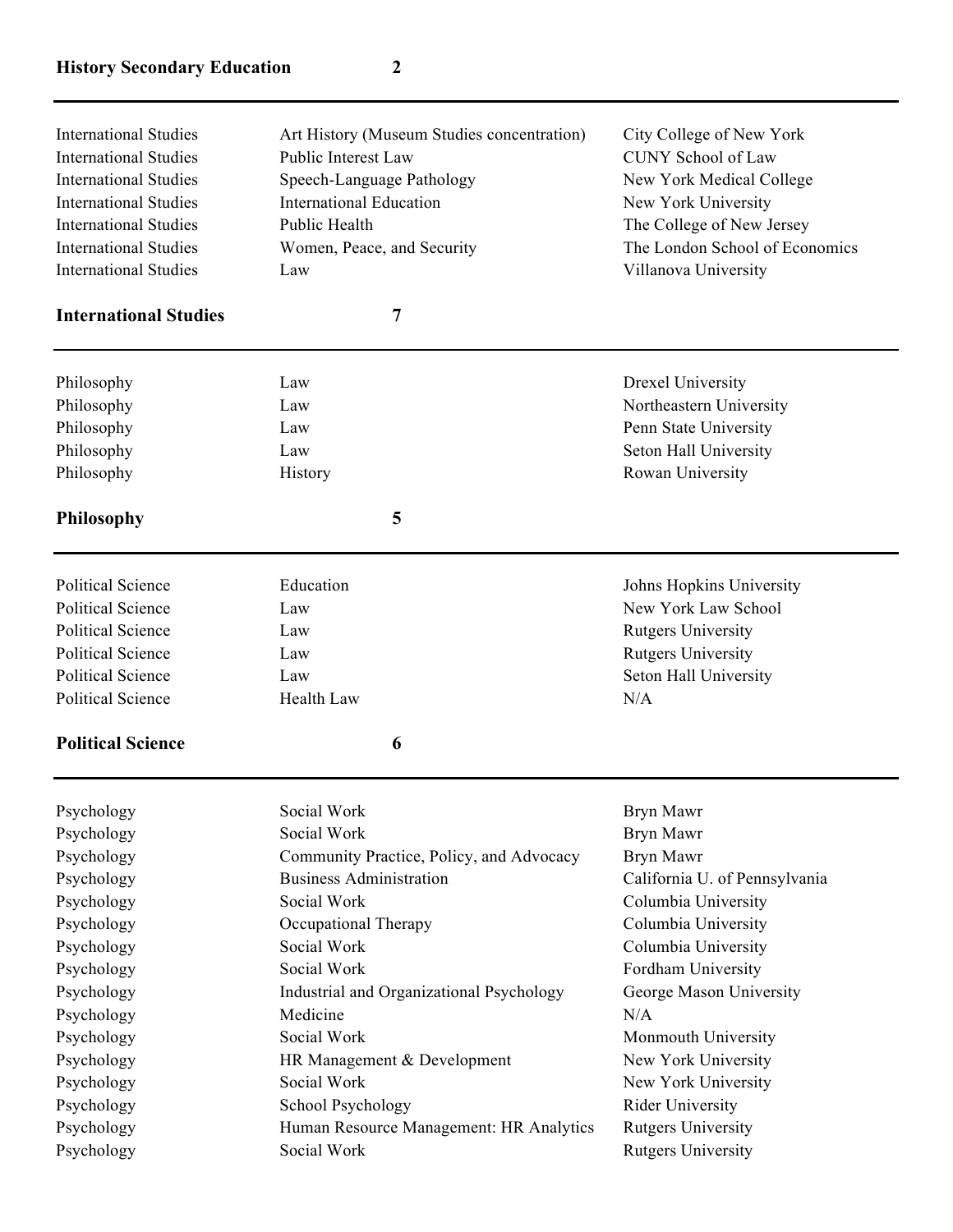**History Secondary Education** **2**

---

| | | |
|---|---|---|
| International Studies | Art History (Museum Studies concentration) | City College of New York |
| International Studies | Public Interest Law | CUNY School of Law |
| International Studies | Speech-Language Pathology | New York Medical College |
| International Studies | International Education | New York University |
| International Studies | Public Health | The College of New Jersey |
| International Studies | Women, Peace, and Security | The London School of Economics |
| International Studies | Law | Villanova University |

**International Studies** **7**

---

| | | |
|---|---|---|
| Philosophy | Law | Drexel University |
| Philosophy | Law | Northeastern University |
| Philosophy | Law | Penn State University |
| Philosophy | Law | Seton Hall University |
| Philosophy | History | Rowan University |

**Philosophy** **5**

---

| | | |
|---|---|---|
| Political Science | Education | Johns Hopkins University |
| Political Science | Law | New York Law School |
| Political Science | Law | Rutgers University |
| Political Science | Law | Rutgers University |
| Political Science | Law | Seton Hall University |
| Political Science | Health Law | N/A |

**Political Science** **6**

---

| | | |
|---|---|---|
| Psychology | Social Work | Bryn Mawr |
| Psychology | Social Work | Bryn Mawr |
| Psychology | Community Practice, Policy, and Advocacy | Bryn Mawr |
| Psychology | Business Administration | California U. of Pennsylvania |
| Psychology | Social Work | Columbia University |
| Psychology | Occupational Therapy | Columbia University |
| Psychology | Social Work | Columbia University |
| Psychology | Social Work | Fordham University |
| Psychology | Industrial and Organizational Psychology | George Mason University |
| Psychology | Medicine | N/A |
| Psychology | Social Work | Monmouth University |
| Psychology | HR Management & Development | New York University |
| Psychology | Social Work | New York University |
| Psychology | School Psychology | Rider University |
| Psychology | Human Resource Management: HR Analytics | Rutgers University |
| Psychology | Social Work | Rutgers University |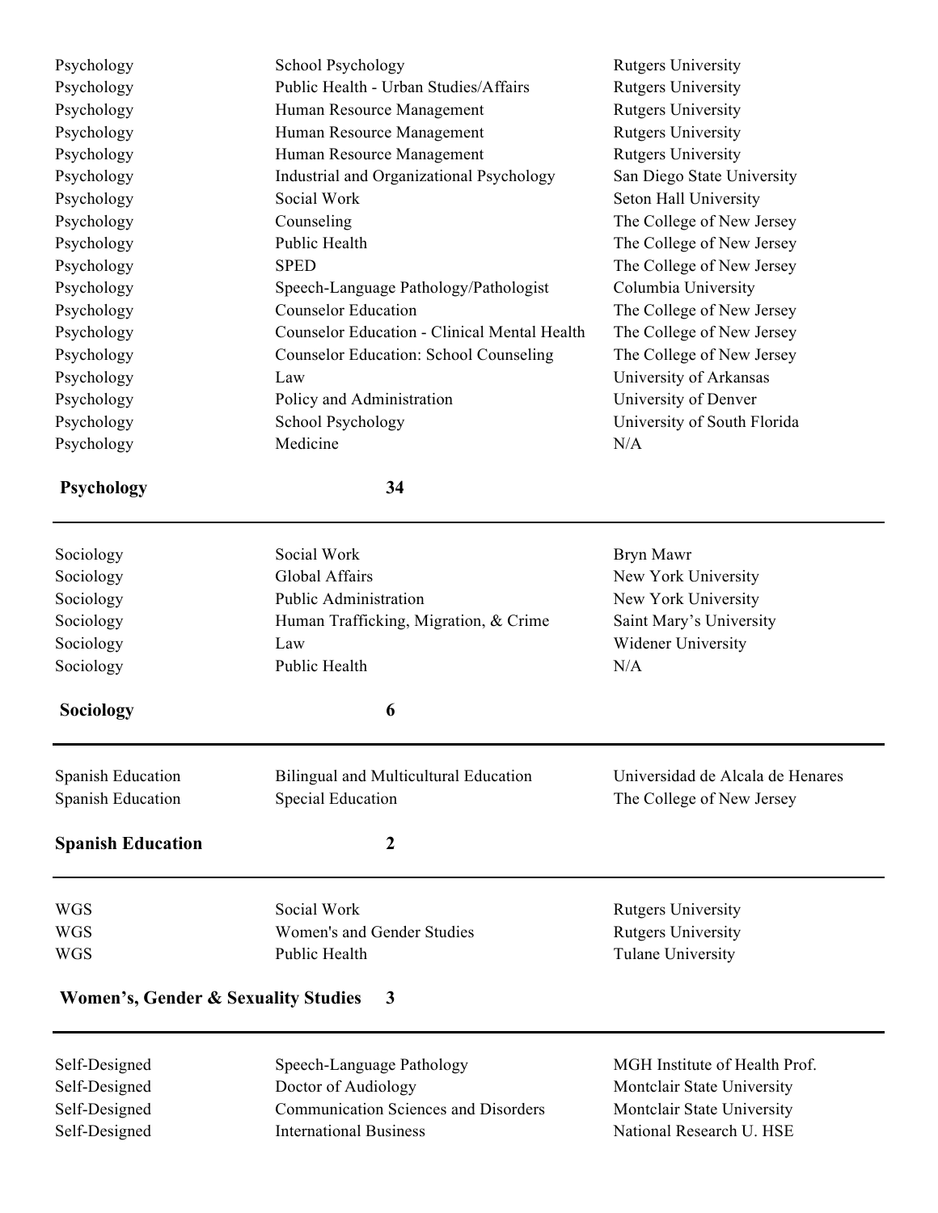| | | |
|---|---|---|
| Psychology | School Psychology | Rutgers University |
| Psychology | Public Health - Urban Studies/Affairs | Rutgers University |
| Psychology | Human Resource Management | Rutgers University |
| Psychology | Human Resource Management | Rutgers University |
| Psychology | Human Resource Management | Rutgers University |
| Psychology | Industrial and Organizational Psychology | San Diego State University |
| Psychology | Social Work | Seton Hall University |
| Psychology | Counseling | The College of New Jersey |
| Psychology | Public Health | The College of New Jersey |
| Psychology | SPED | The College of New Jersey |
| Psychology | Speech-Language Pathology/Pathologist | Columbia University |
| Psychology | Counselor Education | The College of New Jersey |
| Psychology | Counselor Education - Clinical Mental Health | The College of New Jersey |
| Psychology | Counselor Education: School Counseling | The College of New Jersey |
| Psychology | Law | University of Arkansas |
| Psychology | Policy and Administration | University of Denver |
| Psychology | School Psychology | University of South Florida |
| Psychology | Medicine | N/A |
| **Psychology** | **34** | |

---

| | | |
|---|---|---|
| Sociology | Social Work | Bryn Mawr |
| Sociology | Global Affairs | New York University |
| Sociology | Public Administration | New York University |
| Sociology | Human Trafficking, Migration, & Crime | Saint Mary's University |
| Sociology | Law | Widener University |
| Sociology | Public Health | N/A |
| **Sociology** | **6** | |

---

| | | |
|---|---|---|
| Spanish Education | Bilingual and Multicultural Education | Universidad de Alcala de Henares |
| Spanish Education | Special Education | The College of New Jersey |
| **Spanish Education** | **2** | |

---

| | | |
|---|---|---|
| WGS | Social Work | Rutgers University |
| WGS | Women's and Gender Studies | Rutgers University |
| WGS | Public Health | Tulane University |
| **Women's, Gender & Sexuality Studies** | **3** | |

---

| | | |
|---|---|---|
| Self-Designed | Speech-Language Pathology | MGH Institute of Health Prof. |
| Self-Designed | Doctor of Audiology | Montclair State University |
| Self-Designed | Communication Sciences and Disorders | Montclair State University |
| Self-Designed | International Business | National Research U. HSE |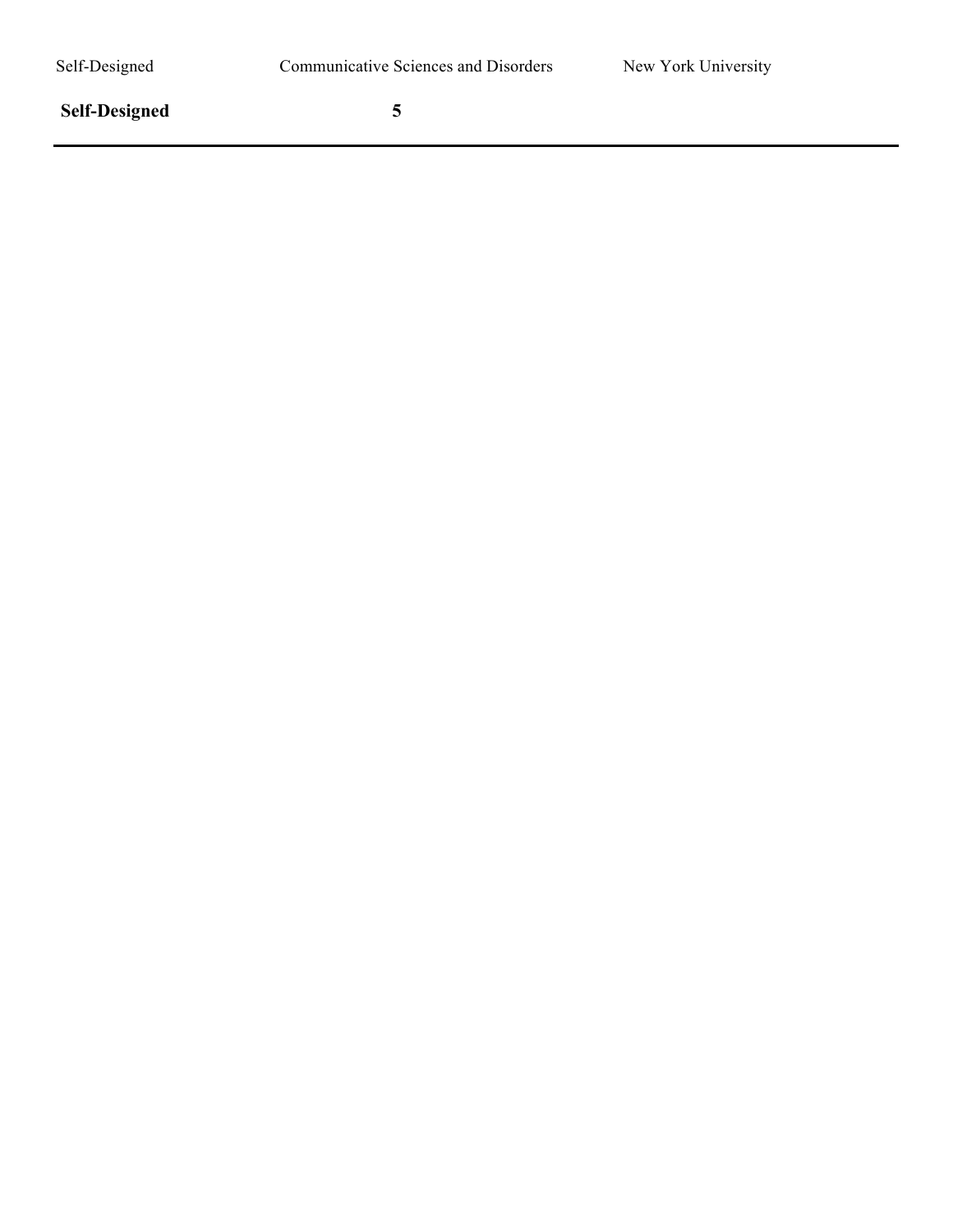| | | |
|---|---|---|
| Self-Designed | Communicative Sciences and Disorders | New York University |
| **Self-Designed** | **5** | |